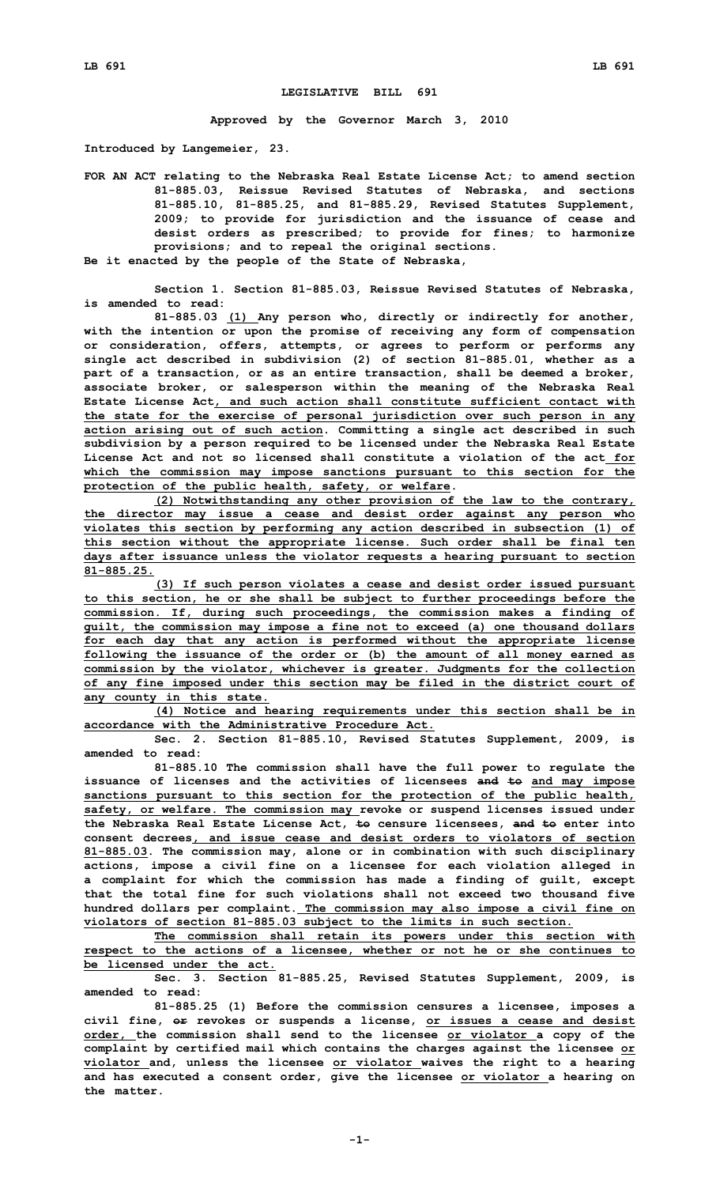# LEGISLATIVE BILL 691

**Approved by the Governor March 3, 2010**

**Introduced by Langemeier, 23.**

**FOR AN ACT relating to the Nebraska Real Estate License Act; to amend section 81-885.03, Reissue Revised Statutes of Nebraska, and sections 81-885.10, 81-885.25, and 81-885.29, Revised Statutes Supplement, 2009; to provide for jurisdiction and the issuance of cease and desist orders as prescribed; to provide for fines; to harmonize provisions; and to repeal the original sections.**

**Be it enacted by the people of the State of Nebraska,**

**Section 1. Section 81-885.03, Reissue Revised Statutes of Nebraska, is amended to read:**

**81-885.03 (1) Any person who, directly or indirectly for another, with the intention or upon the promise of receiving any form of compensation or consideration, offers, attempts, or agrees to perform or performs any single act described in subdivision (2) of section 81-885.01, whether as a part of a transaction, or as an entire transaction, shall be deemed a broker, associate broker, or salesperson within the meaning of the Nebraska Real Estate License Act, and such action shall constitute sufficient contact with the state for the exercise of personal jurisdiction over such person in any action arising out of such action. Committing a single act described in such subdivision by a person required to be licensed under the Nebraska Real Estate License Act and not so licensed shall constitute a violation of the act for which the commission may impose sanctions pursuant to this section for the protection of the public health, safety, or welfare.**

**(2) Notwithstanding any other provision of the law to the contrary, the director may issue a cease and desist order against any person who violates this section by performing any action described in subsection (1) of this section without the appropriate license. Such order shall be final ten days after issuance unless the violator requests a hearing pursuant to section 81-885.25.**

**(3) If such person violates a cease and desist order issued pursuant to this section, he or she shall be subject to further proceedings before the commission. If, during such proceedings, the commission makes a finding of guilt, the commission may impose a fine not to exceed (a) one thousand dollars for each day that any action is performed without the appropriate license following the issuance of the order or (b) the amount of all money earned as commission by the violator, whichever is greater. Judgments for the collection of any fine imposed under this section may be filed in the district court of any county in this state.**

**(4) Notice and hearing requirements under this section shall be in accordance with the Administrative Procedure Act.**

**Sec. 2. Section 81-885.10, Revised Statutes Supplement, 2009, is amended to read:**

**81-885.10 The commission shall have the full power to regulate the issuance of licenses and the activities of licensees ~~and to~~ and may impose sanctions pursuant to this section for the protection of the public health, safety, or welfare. The commission may revoke or suspend licenses issued under the Nebraska Real Estate License Act, ~~to~~ censure licensees, ~~and to~~ enter into consent decrees, and issue cease and desist orders to violators of section 81-885.03. The commission may, alone or in combination with such disciplinary actions, impose a civil fine on a licensee for each violation alleged in a complaint for which the commission has made a finding of guilt, except that the total fine for such violations shall not exceed two thousand five hundred dollars per complaint. The commission may also impose a civil fine on violators of section 81-885.03 subject to the limits in such section.**

**The commission shall retain its powers under this section with respect to the actions of a licensee, whether or not he or she continues to be licensed under the act.**

**Sec. 3. Section 81-885.25, Revised Statutes Supplement, 2009, is amended to read:**

**81-885.25 (1) Before the commission censures a licensee, imposes a civil fine, ~~or~~ revokes or suspends a license, or issues a cease and desist order, the commission shall send to the licensee or violator a copy of the complaint by certified mail which contains the charges against the licensee or violator and, unless the licensee or violator waives the right to a hearing and has executed a consent order, give the licensee or violator a hearing on the matter.**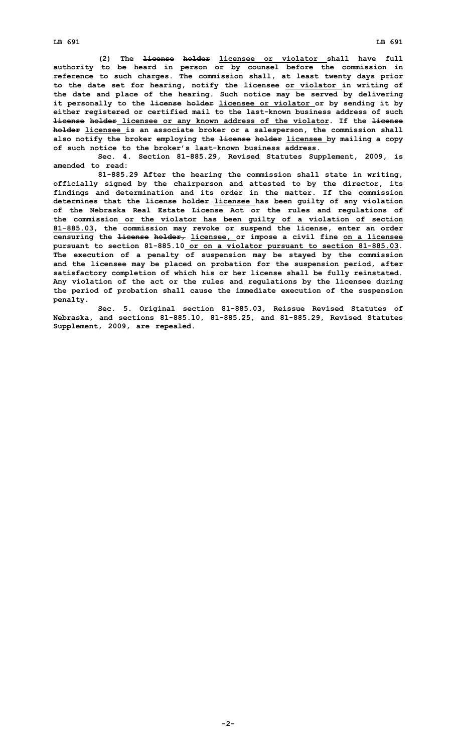(2) The ~~license holder~~ licensee or violator shall have full authority to be heard in person or by counsel before the commission in reference to such charges. The commission shall, at least twenty days prior to the date set for hearing, notify the licensee or violator in writing of the date and place of the hearing. Such notice may be served by delivering it personally to the ~~license holder~~ licensee or violator or by sending it by either registered or certified mail to the last-known business address of such ~~license holder~~ licensee or any known address of the violator. If the ~~license holder~~ licensee is an associate broker or a salesperson, the commission shall also notify the broker employing the ~~license holder~~ licensee by mailing a copy of such notice to the broker's last-known business address.

Sec. 4. Section 81-885.29, Revised Statutes Supplement, 2009, is amended to read:

81-885.29 After the hearing the commission shall state in writing, officially signed by the chairperson and attested to by the director, its findings and determination and its order in the matter. If the commission determines that the ~~license holder~~ licensee has been guilty of any violation of the Nebraska Real Estate License Act or the rules and regulations of the commission or the violator has been guilty of a violation of section 81-885.03, the commission may revoke or suspend the license, enter an order censuring the ~~license holder,~~ licensee, or impose a civil fine on a licensee pursuant to section 81-885.10 or on a violator pursuant to section 81-885.03. The execution of a penalty of suspension may be stayed by the commission and the licensee may be placed on probation for the suspension period, after satisfactory completion of which his or her license shall be fully reinstated. Any violation of the act or the rules and regulations by the licensee during the period of probation shall cause the immediate execution of the suspension penalty.

Sec. 5. Original section 81-885.03, Reissue Revised Statutes of Nebraska, and sections 81-885.10, 81-885.25, and 81-885.29, Revised Statutes Supplement, 2009, are repealed.